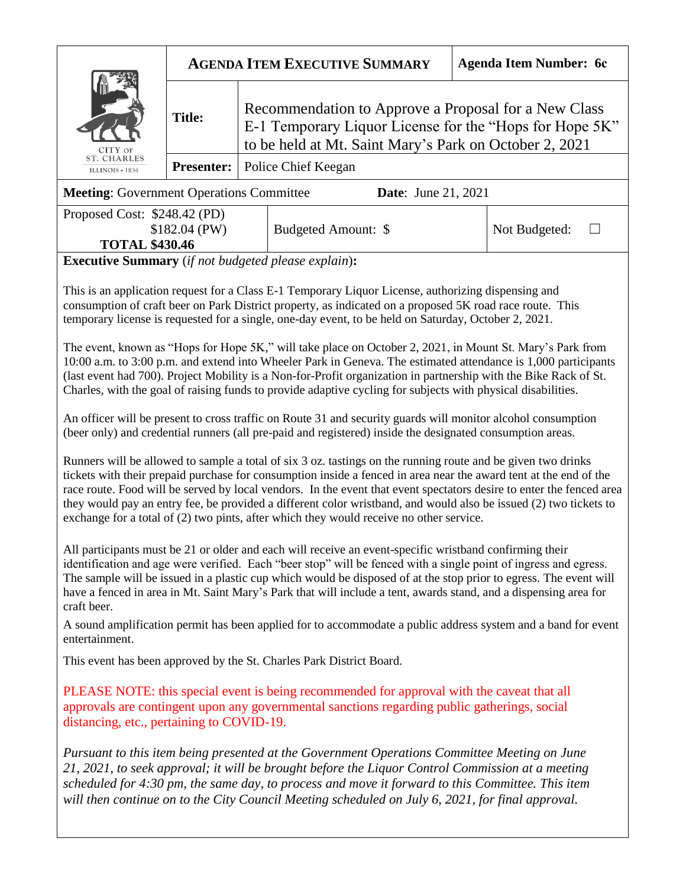| CITY OF ST. CHARLES ILLINOIS • 1834 | **AGENDA ITEM EXECUTIVE SUMMARY** | | **Agenda Item Number: 6c** |
|---|---|---|---|
| | **Title:** | Recommendation to Approve a Proposal for a New Class E-1 Temporary Liquor License for the "Hops for Hope 5K" to be held at Mt. Saint Mary's Park on October 2, 2021 | |
| | **Presenter:** | Police Chief Keegan | |

**Meeting**: Government Operations Committee **Date**: June 21, 2021

| Proposed Cost: $248.42 (PD) $182.04 (PW) **TOTAL $430.46** | Budgeted Amount: $ | Not Budgeted: ☐ |
|---|---|---|

**Executive Summary** (*if not budgeted please explain*)**:**

This is an application request for a Class E-1 Temporary Liquor License, authorizing dispensing and consumption of craft beer on Park District property, as indicated on a proposed 5K road race route. This temporary license is requested for a single, one-day event, to be held on Saturday, October 2, 2021.

The event, known as "Hops for Hope 5K," will take place on October 2, 2021, in Mount St. Mary's Park from 10:00 a.m. to 3:00 p.m. and extend into Wheeler Park in Geneva. The estimated attendance is 1,000 participants (last event had 700). Project Mobility is a Non-for-Profit organization in partnership with the Bike Rack of St. Charles, with the goal of raising funds to provide adaptive cycling for subjects with physical disabilities.

An officer will be present to cross traffic on Route 31 and security guards will monitor alcohol consumption (beer only) and credential runners (all pre-paid and registered) inside the designated consumption areas.

Runners will be allowed to sample a total of six 3 oz. tastings on the running route and be given two drinks tickets with their prepaid purchase for consumption inside a fenced in area near the award tent at the end of the race route. Food will be served by local vendors. In the event that event spectators desire to enter the fenced area they would pay an entry fee, be provided a different color wristband, and would also be issued (2) two tickets to exchange for a total of (2) two pints, after which they would receive no other service.

All participants must be 21 or older and each will receive an event-specific wristband confirming their identification and age were verified. Each "beer stop" will be fenced with a single point of ingress and egress. The sample will be issued in a plastic cup which would be disposed of at the stop prior to egress. The event will have a fenced in area in Mt. Saint Mary's Park that will include a tent, awards stand, and a dispensing area for craft beer.

A sound amplification permit has been applied for to accommodate a public address system and a band for event entertainment.

This event has been approved by the St. Charles Park District Board.

PLEASE NOTE: this special event is being recommended for approval with the caveat that all approvals are contingent upon any governmental sanctions regarding public gatherings, social distancing, etc., pertaining to COVID-19.

*Pursuant to this item being presented at the Government Operations Committee Meeting on June 21, 2021, to seek approval; it will be brought before the Liquor Control Commission at a meeting scheduled for 4:30 pm, the same day, to process and move it forward to this Committee. This item will then continue on to the City Council Meeting scheduled on July 6, 2021, for final approval.*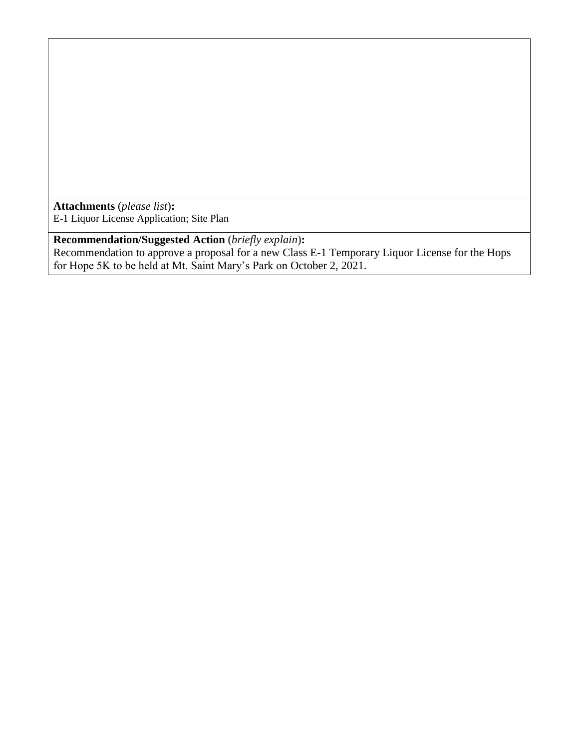**Attachments** (*please list*)**:**
E-1 Liquor License Application; Site Plan

**Recommendation/Suggested Action** (*briefly explain*)**:**
Recommendation to approve a proposal for a new Class E-1 Temporary Liquor License for the Hops for Hope 5K to be held at Mt. Saint Mary's Park on October 2, 2021.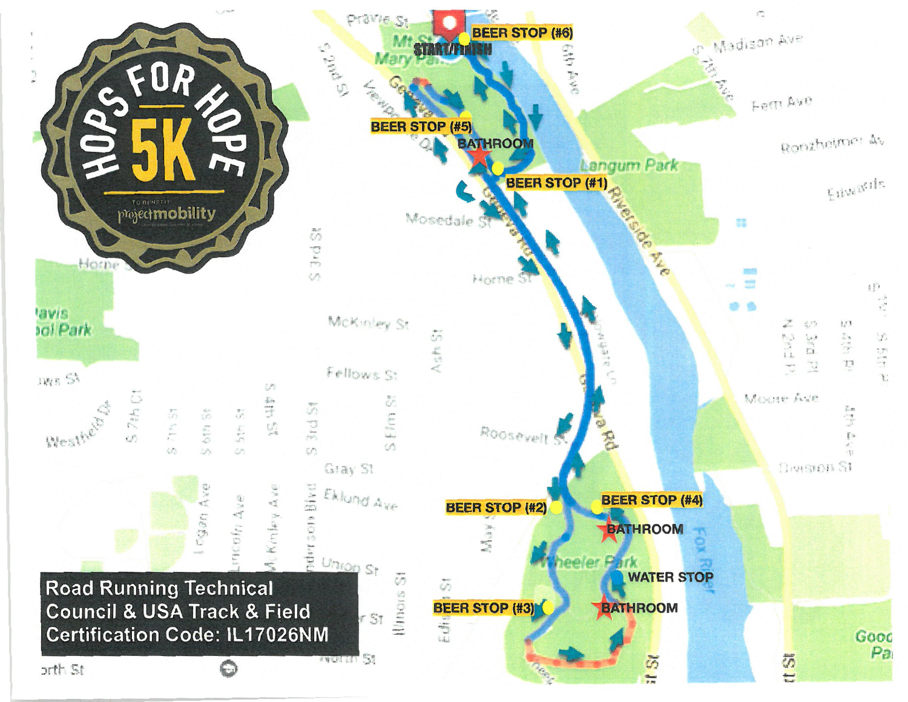# HOPS FOR HOPE 5K

TO BENEFIT project mobility

START/FINISH

BEER STOP (#6)

BEER STOP (#5)

BATHROOM

BEER STOP (#1)

BEER STOP (#2)

BEER STOP (#4)

BATHROOM

WATER STOP

BEER STOP (#3)

BATHROOM

Road Running Technical Council & USA Track & Field Certification Code: IL17026NM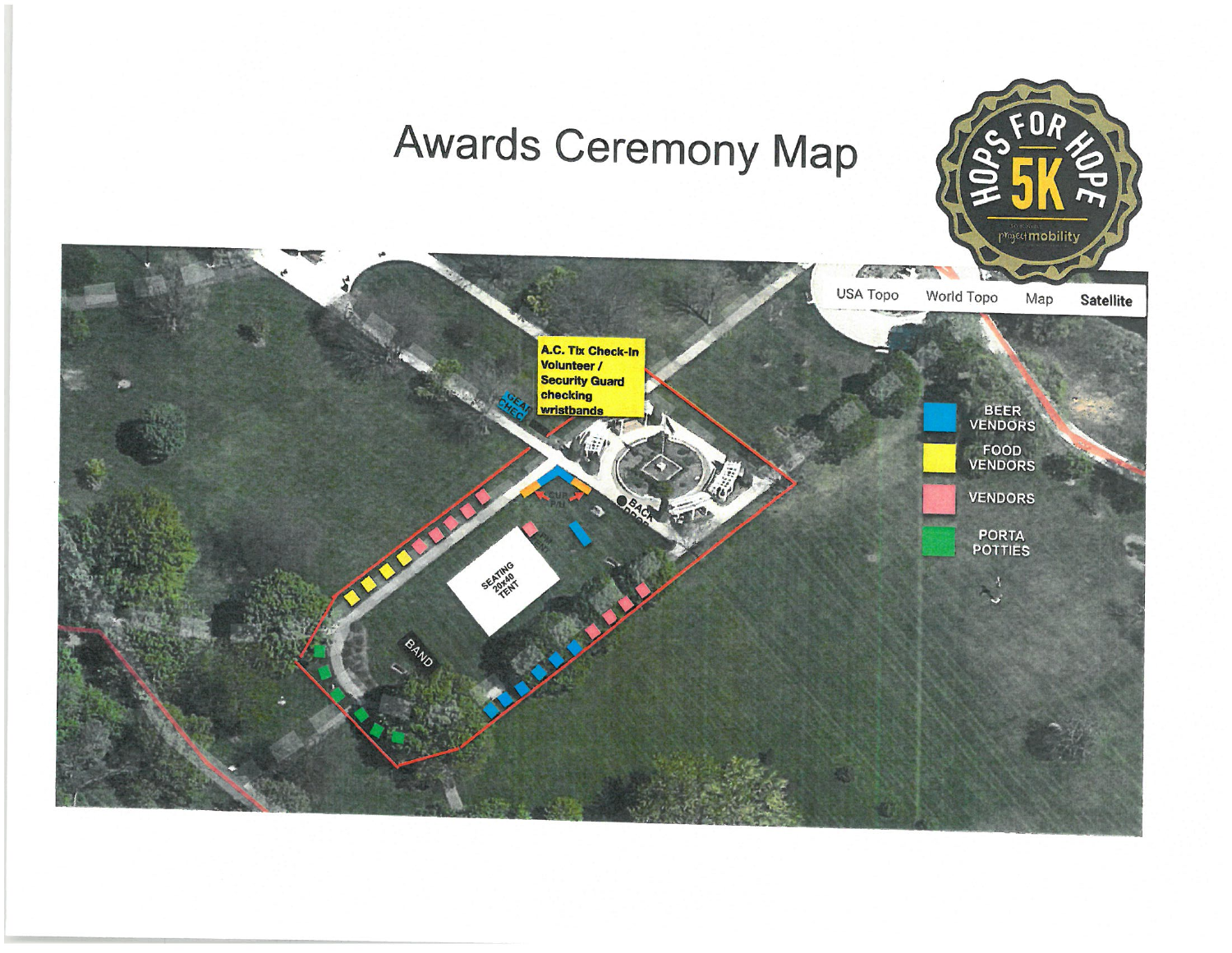# Awards Ceremony Map

HOPS FOR HOPE 5K

project mobility

USA Topo World Topo Map Satellite

A.C. Tix Check-In Volunteer / Security Guard checking wristbands

GEAR CHECK

SEATING 20x40 TENT

BAND

BACK

BEER VENDORS

FOOD VENDORS

VENDORS

PORTA POTTIES